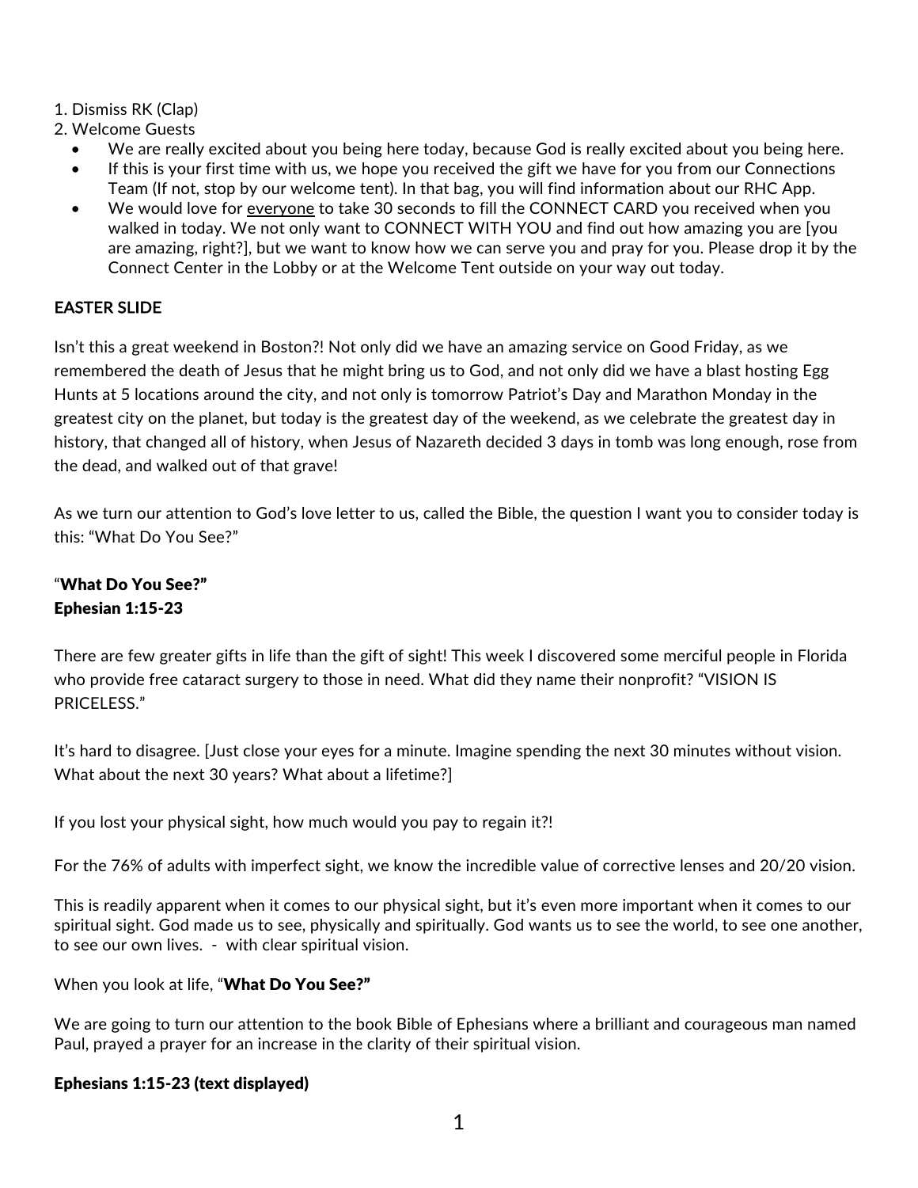1. Dismiss RK (Clap)
2. Welcome Guests
   - We are really excited about you being here today, because God is really excited about you being here.
   - If this is your first time with us, we hope you received the gift we have for you from our Connections Team (If not, stop by our welcome tent). In that bag, you will find information about our RHC App.
   - We would love for <u>everyone</u> to take 30 seconds to fill the CONNECT CARD you received when you walked in today. We not only want to CONNECT WITH YOU and find out how amazing you are [you are amazing, right?], but we want to know how we can serve you and pray for you. Please drop it by the Connect Center in the Lobby or at the Welcome Tent outside on your way out today.

EASTER SLIDE

Isn't this a great weekend in Boston?! Not only did we have an amazing service on Good Friday, as we remembered the death of Jesus that he might bring us to God, and not only did we have a blast hosting Egg Hunts at 5 locations around the city, and not only is tomorrow Patriot's Day and Marathon Monday in the greatest city on the planet, but today is the greatest day of the weekend, as we celebrate the greatest day in history, that changed all of history, when Jesus of Nazareth decided 3 days in tomb was long enough, rose from the dead, and walked out of that grave!

As we turn our attention to God's love letter to us, called the Bible, the question I want you to consider today is this: "What Do You See?"

**"What Do You See?"**
**Ephesian 1:15-23**

There are few greater gifts in life than the gift of sight! This week I discovered some merciful people in Florida who provide free cataract surgery to those in need. What did they name their nonprofit? "VISION IS PRICELESS."

It's hard to disagree. [Just close your eyes for a minute. Imagine spending the next 30 minutes without vision. What about the next 30 years? What about a lifetime?]

If you lost your physical sight, how much would you pay to regain it?!

For the 76% of adults with imperfect sight, we know the incredible value of corrective lenses and 20/20 vision.

This is readily apparent when it comes to our physical sight, but it's even more important when it comes to our spiritual sight. God made us to see, physically and spiritually. God wants us to see the world, to see one another, to see our own lives. - with clear spiritual vision.

When you look at life, "**What Do You See?"**

We are going to turn our attention to the book Bible of Ephesians where a brilliant and courageous man named Paul, prayed a prayer for an increase in the clarity of their spiritual vision.

**Ephesians 1:15-23 (text displayed)**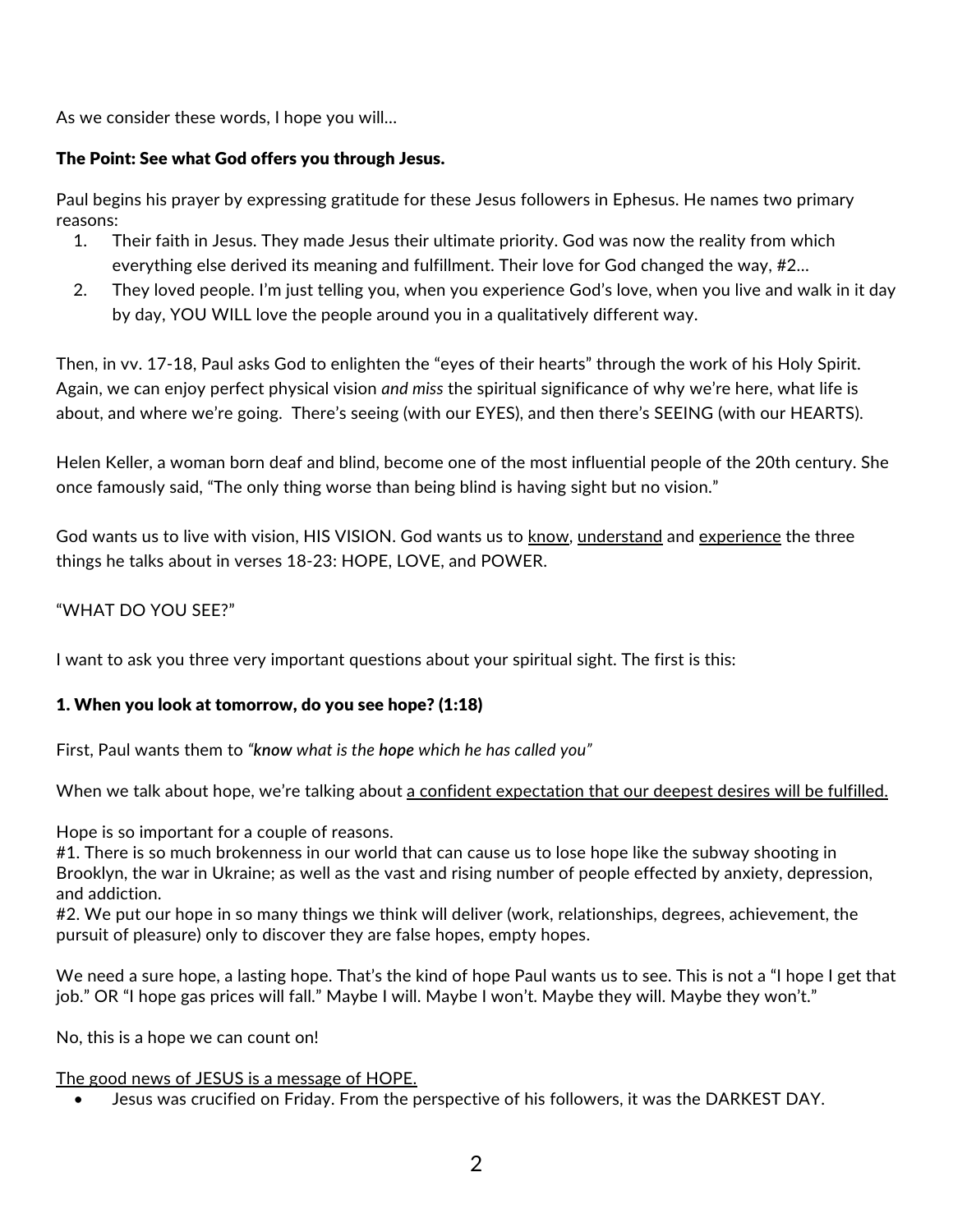As we consider these words, I hope you will…

### The Point: See what God offers you through Jesus.

Paul begins his prayer by expressing gratitude for these Jesus followers in Ephesus. He names two primary reasons:

1. Their faith in Jesus. They made Jesus their ultimate priority. God was now the reality from which everything else derived its meaning and fulfillment. Their love for God changed the way, #2…
2. They loved people. I'm just telling you, when you experience God's love, when you live and walk in it day by day, YOU WILL love the people around you in a qualitatively different way.

Then, in vv. 17-18, Paul asks God to enlighten the "eyes of their hearts" through the work of his Holy Spirit. Again, we can enjoy perfect physical vision *and miss* the spiritual significance of why we're here, what life is about, and where we're going. There's seeing (with our EYES), and then there's SEEING (with our HEARTS).

Helen Keller, a woman born deaf and blind, become one of the most influential people of the 20th century. She once famously said, "The only thing worse than being blind is having sight but no vision."

God wants us to live with vision, HIS VISION. God wants us to <u>know</u>, <u>understand</u> and <u>experience</u> the three things he talks about in verses 18-23: HOPE, LOVE, and POWER.

"WHAT DO YOU SEE?"

I want to ask you three very important questions about your spiritual sight. The first is this:

### 1. When you look at tomorrow, do you see hope? (1:18)

First, Paul wants them to *"**know** what is the **hope** which he has called you"*

When we talk about hope, we're talking about <u>a confident expectation that our deepest desires will be fulfilled.</u>

Hope is so important for a couple of reasons.
#1. There is so much brokenness in our world that can cause us to lose hope like the subway shooting in Brooklyn, the war in Ukraine; as well as the vast and rising number of people effected by anxiety, depression, and addiction.
#2. We put our hope in so many things we think will deliver (work, relationships, degrees, achievement, the pursuit of pleasure) only to discover they are false hopes, empty hopes.

We need a sure hope, a lasting hope. That's the kind of hope Paul wants us to see. This is not a "I hope I get that job." OR "I hope gas prices will fall." Maybe I will. Maybe I won't. Maybe they will. Maybe they won't."

No, this is a hope we can count on!

<u>The good news of JESUS is a message of HOPE.</u>

- Jesus was crucified on Friday. From the perspective of his followers, it was the DARKEST DAY.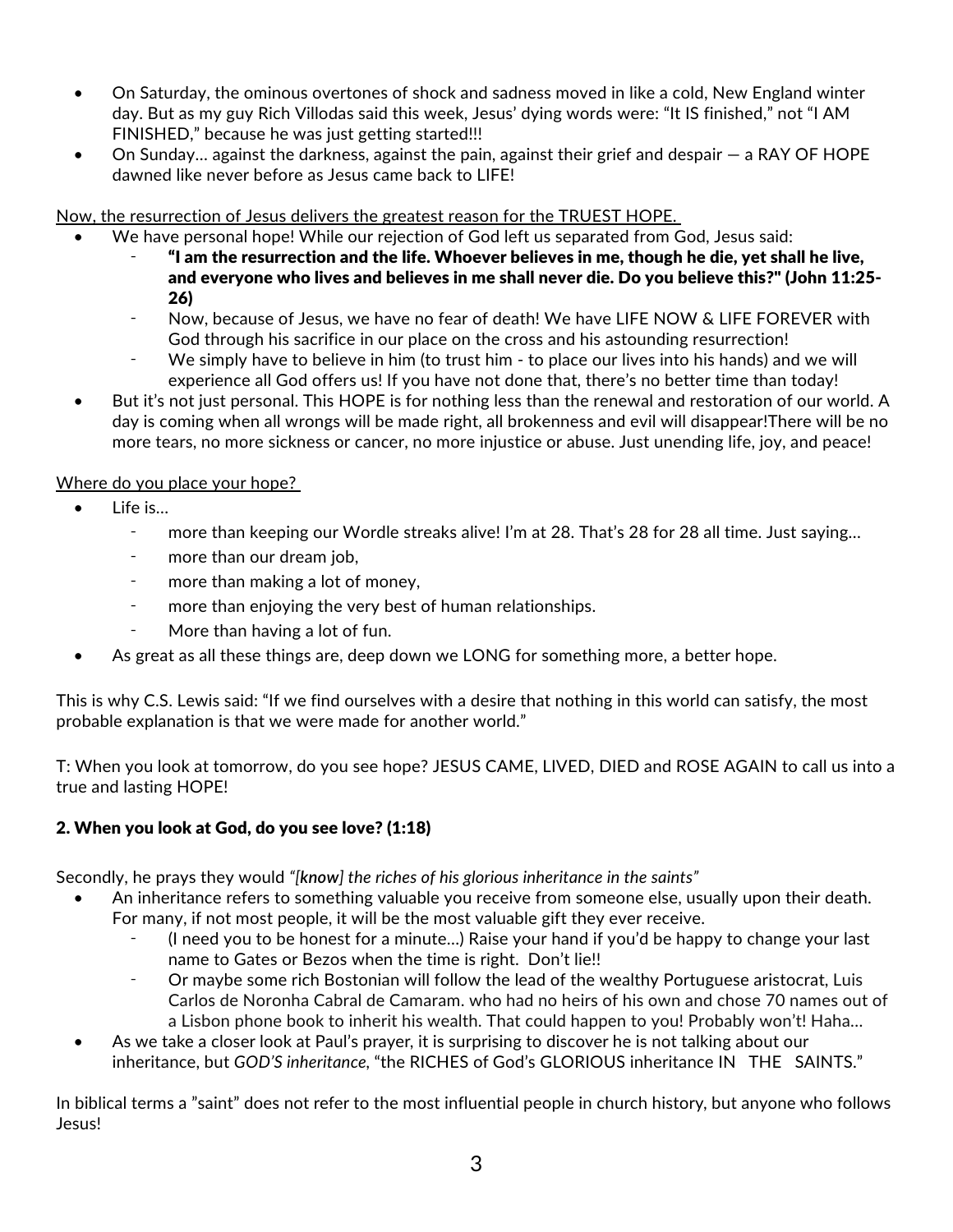- On Saturday, the ominous overtones of shock and sadness moved in like a cold, New England winter day. But as my guy Rich Villodas said this week, Jesus' dying words were: "It IS finished," not "I AM FINISHED," because he was just getting started!!!
- On Sunday... against the darkness, against the pain, against their grief and despair — a RAY OF HOPE dawned like never before as Jesus came back to LIFE!

<u>Now, the resurrection of Jesus delivers the greatest reason for the TRUEST HOPE.</u>

- We have personal hope! While our rejection of God left us separated from God, Jesus said:
  - **"I am the resurrection and the life. Whoever believes in me, though he die, yet shall he live, and everyone who lives and believes in me shall never die. Do you believe this?" (John 11:25-26)**
  - Now, because of Jesus, we have no fear of death! We have LIFE NOW & LIFE FOREVER with God through his sacrifice in our place on the cross and his astounding resurrection!
  - We simply have to believe in him (to trust him - to place our lives into his hands) and we will experience all God offers us! If you have not done that, there's no better time than today!
- But it's not just personal. This HOPE is for nothing less than the renewal and restoration of our world. A day is coming when all wrongs will be made right, all brokenness and evil will disappear!There will be no more tears, no more sickness or cancer, no more injustice or abuse. Just unending life, joy, and peace!

<u>Where do you place your hope?</u>

- Life is...
  - more than keeping our Wordle streaks alive! I'm at 28. That's 28 for 28 all time. Just saying...
  - more than our dream job,
  - more than making a lot of money,
  - more than enjoying the very best of human relationships.
  - More than having a lot of fun.
- As great as all these things are, deep down we LONG for something more, a better hope.

This is why C.S. Lewis said: "If we find ourselves with a desire that nothing in this world can satisfy, the most probable explanation is that we were made for another world."

T: When you look at tomorrow, do you see hope? JESUS CAME, LIVED, DIED and ROSE AGAIN to call us into a true and lasting HOPE!

### 2. When you look at God, do you see love? (1:18)

Secondly, he prays they would *"[**know**] the riches of his glorious inheritance in the saints"*

- An inheritance refers to something valuable you receive from someone else, usually upon their death. For many, if not most people, it will be the most valuable gift they ever receive.
  - (I need you to be honest for a minute...) Raise your hand if you'd be happy to change your last name to Gates or Bezos when the time is right. Don't lie!!
  - Or maybe some rich Bostonian will follow the lead of the wealthy Portuguese aristocrat, Luis Carlos de Noronha Cabral de Camaram. who had no heirs of his own and chose 70 names out of a Lisbon phone book to inherit his wealth. That could happen to you! Probably won't! Haha...
- As we take a closer look at Paul's prayer, it is surprising to discover he is not talking about our inheritance, but *GOD'S inheritance,* "the RICHES of God's GLORIOUS inheritance IN THE SAINTS."

In biblical terms a "saint" does not refer to the most influential people in church history, but anyone who follows Jesus!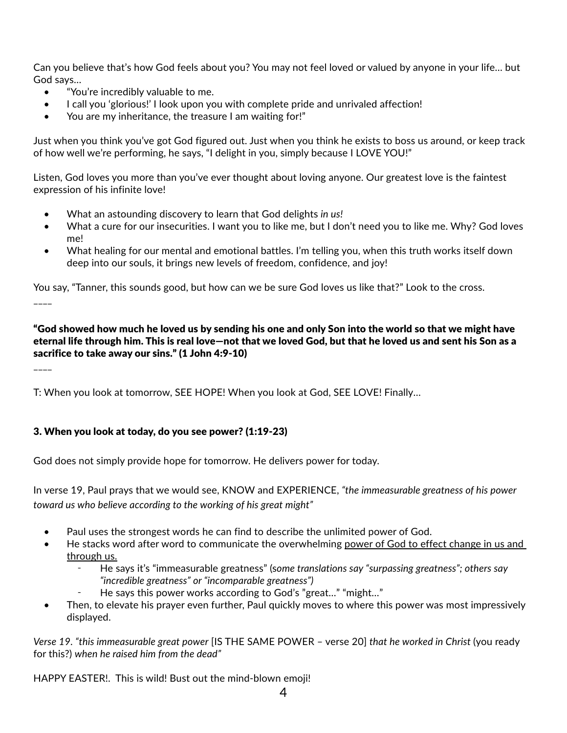Can you believe that's how God feels about you? You may not feel loved or valued by anyone in your life… but God says…

- "You're incredibly valuable to me.
- I call you 'glorious!' I look upon you with complete pride and unrivaled affection!
- You are my inheritance, the treasure I am waiting for!"

Just when you think you've got God figured out. Just when you think he exists to boss us around, or keep track of how well we're performing, he says, "I delight in you, simply because I LOVE YOU!"

Listen, God loves you more than you've ever thought about loving anyone. Our greatest love is the faintest expression of his infinite love!

- What an astounding discovery to learn that God delights *in us!*
- What a cure for our insecurities. I want you to like me, but I don't need you to like me. Why? God loves me!
- What healing for our mental and emotional battles. I'm telling you, when this truth works itself down deep into our souls, it brings new levels of freedom, confidence, and joy!

You say, "Tanner, this sounds good, but how can we be sure God loves us like that?" Look to the cross.

––––

**"God showed how much he loved us by sending his one and only Son into the world so that we might have eternal life through him. This is real love—not that we loved God, but that he loved us and sent his Son as a sacrifice to take away our sins." (1 John 4:9-10)**

––––

T: When you look at tomorrow, SEE HOPE! When you look at God, SEE LOVE! Finally…

### 3. When you look at today, do you see power? (1:19-23)

God does not simply provide hope for tomorrow. He delivers power for today.

In verse 19, Paul prays that we would see, KNOW and EXPERIENCE, *"the immeasurable greatness of his power toward us who believe according to the working of his great might"*

- Paul uses the strongest words he can find to describe the unlimited power of God.
- He stacks word after word to communicate the overwhelming <u>power of God to effect change in us and through us.</u>
  - He says it's "immeasurable greatness" (*some translations say "surpassing greatness"; others say "incredible greatness" or "incomparable greatness")*
  - He says this power works according to God's "great…" "might…"
- Then, to elevate his prayer even further, Paul quickly moves to where this power was most impressively displayed.

*Verse 19. "this immeasurable great power* [IS THE SAME POWER – verse 20] *that he worked in Christ* (you ready for this?) *when he raised him from the dead"*

HAPPY EASTER!. This is wild! Bust out the mind-blown emoji!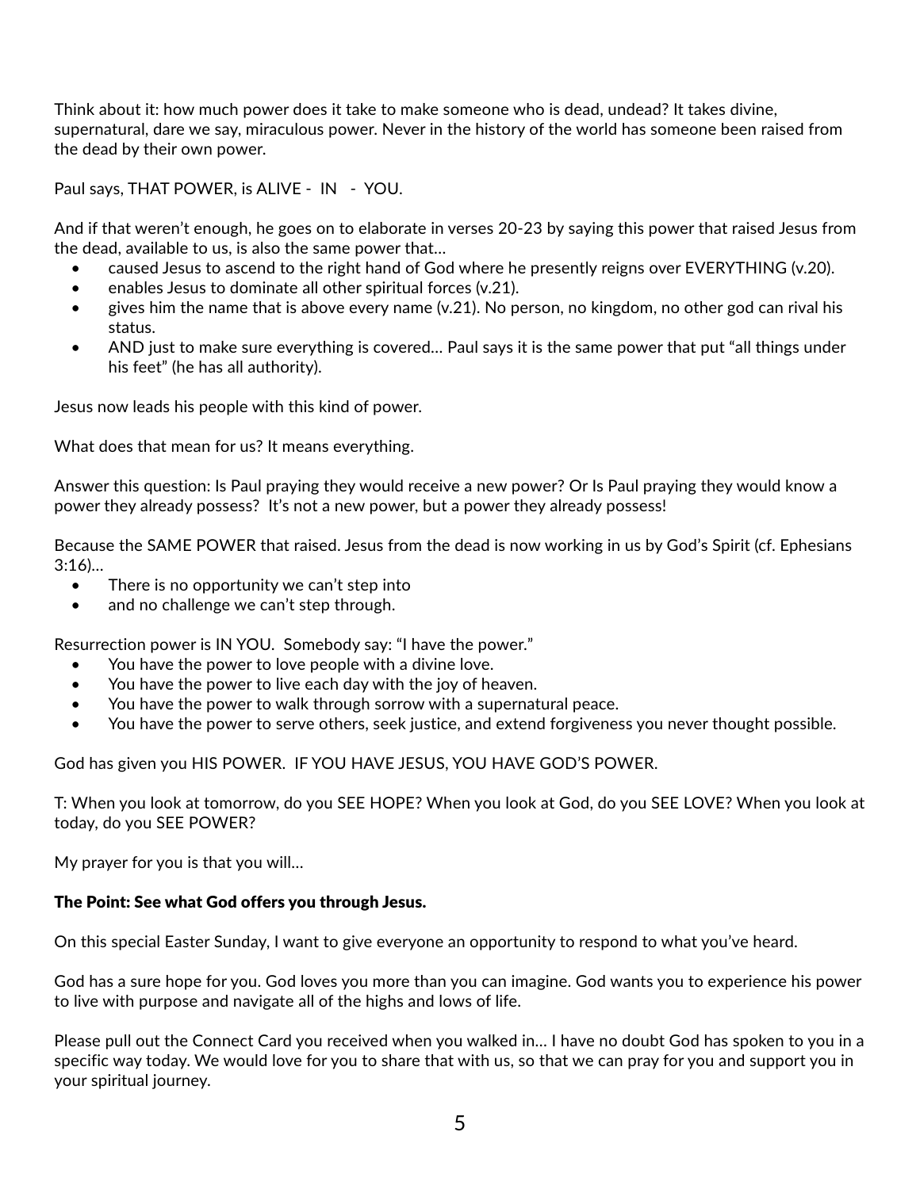Think about it: how much power does it take to make someone who is dead, undead? It takes divine, supernatural, dare we say, miraculous power. Never in the history of the world has someone been raised from the dead by their own power.

Paul says, THAT POWER, is ALIVE - IN - YOU.

And if that weren't enough, he goes on to elaborate in verses 20-23 by saying this power that raised Jesus from the dead, available to us, is also the same power that…

- caused Jesus to ascend to the right hand of God where he presently reigns over EVERYTHING (v.20).
- enables Jesus to dominate all other spiritual forces (v.21).
- gives him the name that is above every name (v.21). No person, no kingdom, no other god can rival his status.
- AND just to make sure everything is covered… Paul says it is the same power that put "all things under his feet" (he has all authority).

Jesus now leads his people with this kind of power.

What does that mean for us? It means everything.

Answer this question: Is Paul praying they would receive a new power? Or Is Paul praying they would know a power they already possess? It's not a new power, but a power they already possess!

Because the SAME POWER that raised. Jesus from the dead is now working in us by God's Spirit (cf. Ephesians 3:16)…

- There is no opportunity we can't step into
- and no challenge we can't step through.

Resurrection power is IN YOU. Somebody say: "I have the power."

- You have the power to love people with a divine love.
- You have the power to live each day with the joy of heaven.
- You have the power to walk through sorrow with a supernatural peace.
- You have the power to serve others, seek justice, and extend forgiveness you never thought possible.

God has given you HIS POWER. IF YOU HAVE JESUS, YOU HAVE GOD'S POWER.

T: When you look at tomorrow, do you SEE HOPE? When you look at God, do you SEE LOVE? When you look at today, do you SEE POWER?

My prayer for you is that you will…

**The Point: See what God offers you through Jesus.**

On this special Easter Sunday, I want to give everyone an opportunity to respond to what you've heard.

God has a sure hope for you. God loves you more than you can imagine. God wants you to experience his power to live with purpose and navigate all of the highs and lows of life.

Please pull out the Connect Card you received when you walked in… I have no doubt God has spoken to you in a specific way today. We would love for you to share that with us, so that we can pray for you and support you in your spiritual journey.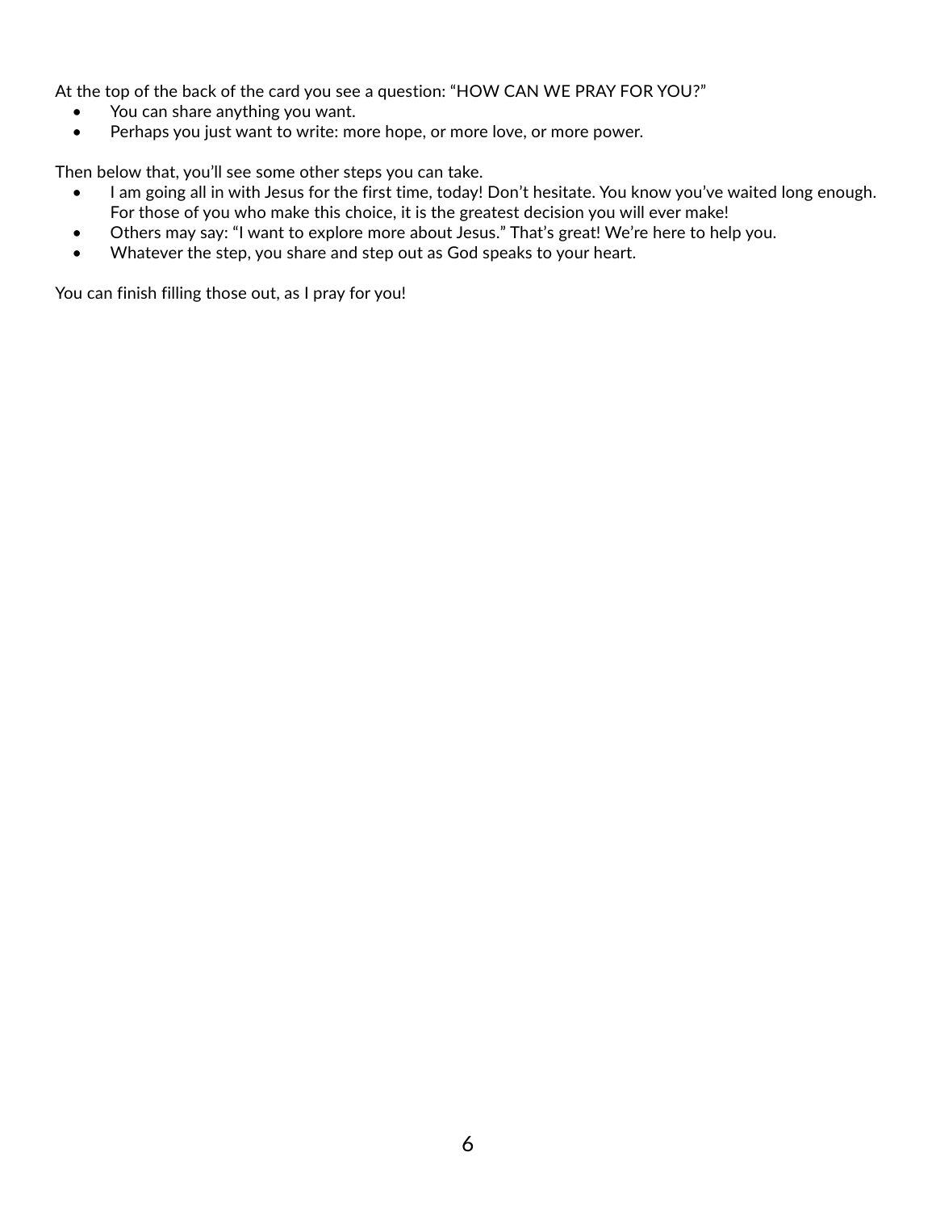At the top of the back of the card you see a question: "HOW CAN WE PRAY FOR YOU?"

- You can share anything you want.
- Perhaps you just want to write: more hope, or more love, or more power.

Then below that, you'll see some other steps you can take.

- I am going all in with Jesus for the first time, today! Don't hesitate. You know you've waited long enough. For those of you who make this choice, it is the greatest decision you will ever make!
- Others may say: "I want to explore more about Jesus." That's great! We're here to help you.
- Whatever the step, you share and step out as God speaks to your heart.

You can finish filling those out, as I pray for you!